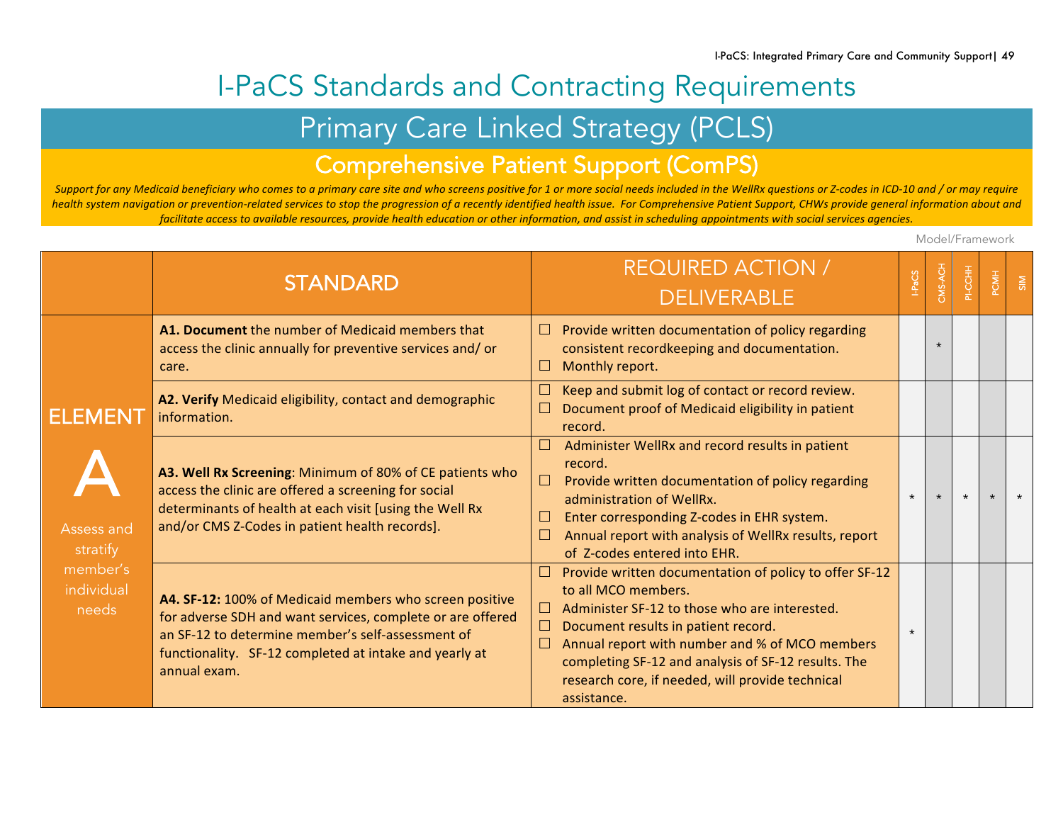# I-PaCS Standards and Contracting Requirements

## Primary Care Linked Strategy (PCLS)

### Comprehensive Patient Support (ComPS)

*Support for any Medicaid beneficiary who comes to a primary care site and who screens positive for 1 or more social needs included in the WellRx questions or Z-codes in ICD-10 and / or may require health system navigation or prevention-related services to stop the progression of a recently identified health issue. For Comprehensive Patient Support, CHWs provide general information about and facilitate access to available resources, provide health education or other information, and assist in scheduling appointments with social services agencies.*

Model/Framework

| | STANDARD | REQUIRED ACTION / DELIVERABLE | I-PaCS | CMS-ACH | PI-CCHH | PCMH | SIM |
|---|---|---|---|---|---|---|---|
| **ELEMENT A** Assess and stratify member's individual needs | **A1. Document** the number of Medicaid members that access the clinic annually for preventive services and/ or care. | ☐ Provide written documentation of policy regarding consistent recordkeeping and documentation.<br>☐ Monthly report. | | * | | | |
| | **A2. Verify** Medicaid eligibility, contact and demographic information. | ☐ Keep and submit log of contact or record review.<br>☐ Document proof of Medicaid eligibility in patient record. | | | | | |
| | **A3. Well Rx Screening**: Minimum of 80% of CE patients who access the clinic are offered a screening for social determinants of health at each visit [using the Well Rx and/or CMS Z-Codes in patient health records]. | ☐ Administer WellRx and record results in patient record.<br>☐ Provide written documentation of policy regarding administration of WellRx.<br>☐ Enter corresponding Z-codes in EHR system.<br>☐ Annual report with analysis of WellRx results, report of Z-codes entered into EHR. | * | * | * | * | * |
| | **A4. SF-12:** 100% of Medicaid members who screen positive for adverse SDH and want services, complete or are offered an SF-12 to determine member's self-assessment of functionality. SF-12 completed at intake and yearly at annual exam. | ☐ Provide written documentation of policy to offer SF-12 to all MCO members.<br>☐ Administer SF-12 to those who are interested.<br>☐ Document results in patient record.<br>☐ Annual report with number and % of MCO members completing SF-12 and analysis of SF-12 results. The research core, if needed, will provide technical assistance. | * | | | | |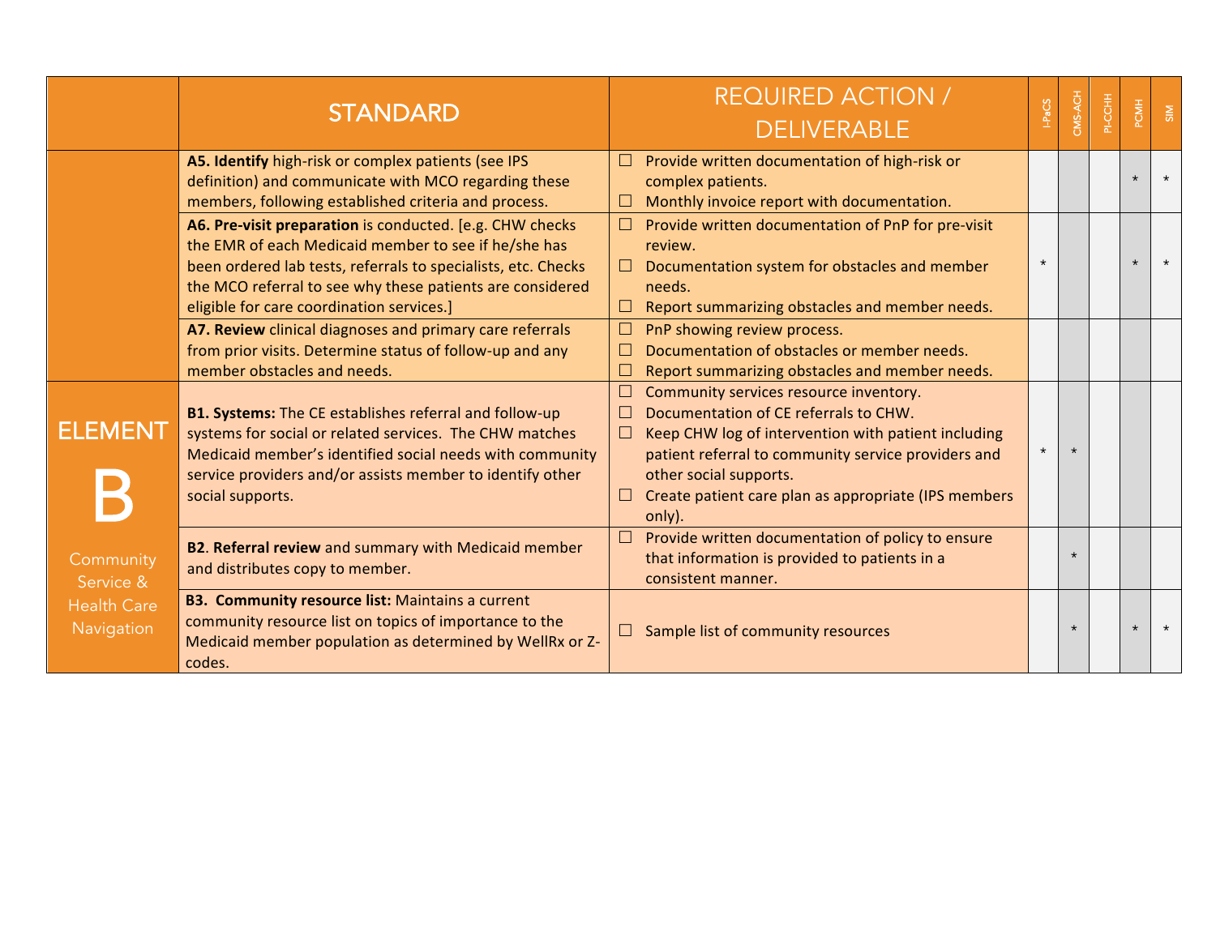| | STANDARD | REQUIRED ACTION / DELIVERABLE | I-PaCS | CMS-ACH | PI-CCHH | PCMH | SIM |
|---|---|---|---|---|---|---|---|
| | **A5. Identify** high-risk or complex patients (see IPS definition) and communicate with MCO regarding these members, following established criteria and process. | ☐ Provide written documentation of high-risk or complex patients.<br>☐ Monthly invoice report with documentation. | | | | * | * |
| | **A6. Pre-visit preparation** is conducted. [e.g. CHW checks the EMR of each Medicaid member to see if he/she has been ordered lab tests, referrals to specialists, etc. Checks the MCO referral to see why these patients are considered eligible for care coordination services.] | ☐ Provide written documentation of PnP for pre-visit review.<br>☐ Documentation system for obstacles and member needs.<br>☐ Report summarizing obstacles and member needs. | * | | | * | * |
| | **A7. Review** clinical diagnoses and primary care referrals from prior visits. Determine status of follow-up and any member obstacles and needs. | ☐ PnP showing review process.<br>☐ Documentation of obstacles or member needs.<br>☐ Report summarizing obstacles and member needs. | | | | | |
| ELEMENT B<br>Community Service & Health Care Navigation | **B1. Systems:** The CE establishes referral and follow-up systems for social or related services. The CHW matches Medicaid member's identified social needs with community service providers and/or assists member to identify other social supports. | ☐ Community services resource inventory.<br>☐ Documentation of CE referrals to CHW.<br>☐ Keep CHW log of intervention with patient including patient referral to community service providers and other social supports.<br>☐ Create patient care plan as appropriate (IPS members only). | * | * | | | |
| | **B2**. **Referral review** and summary with Medicaid member and distributes copy to member. | ☐ Provide written documentation of policy to ensure that information is provided to patients in a consistent manner. | | * | | | |
| | **B3. Community resource list:** Maintains a current community resource list on topics of importance to the Medicaid member population as determined by WellRx or Z-codes. | ☐ Sample list of community resources | | * | | * | * |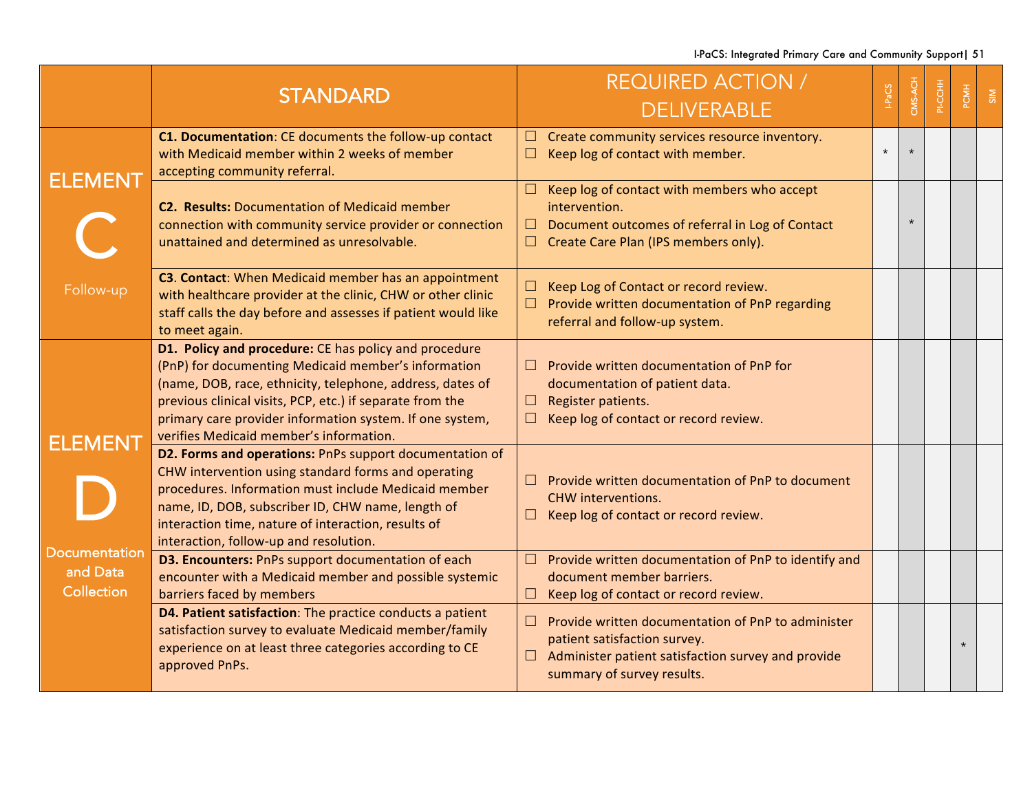| | STANDARD | REQUIRED ACTION / DELIVERABLE | I-PaCS | CMS-ACH | PI-CCHH | PCMH | SIM |
|---|---|---|---|---|---|---|---|
| ELEMENT C Follow-up | **C1. Documentation**: CE documents the follow-up contact with Medicaid member within 2 weeks of member accepting community referral. | ☐ Create community services resource inventory.<br>☐ Keep log of contact with member. | * | * | | | |
| | **C2. Results:** Documentation of Medicaid member connection with community service provider or connection unattained and determined as unresolvable. | ☐ Keep log of contact with members who accept intervention.<br>☐ Document outcomes of referral in Log of Contact<br>☐ Create Care Plan (IPS members only). | | * | | | |
| | **C3. Contact**: When Medicaid member has an appointment with healthcare provider at the clinic, CHW or other clinic staff calls the day before and assesses if patient would like to meet again. | ☐ Keep Log of Contact or record review.<br>☐ Provide written documentation of PnP regarding referral and follow-up system. | | | | | |
| ELEMENT D Documentation and Data Collection | **D1. Policy and procedure:** CE has policy and procedure (PnP) for documenting Medicaid member's information (name, DOB, race, ethnicity, telephone, address, dates of previous clinical visits, PCP, etc.) if separate from the primary care provider information system. If one system, verifies Medicaid member's information. | ☐ Provide written documentation of PnP for documentation of patient data.<br>☐ Register patients.<br>☐ Keep log of contact or record review. | | | | | |
| | **D2. Forms and operations:** PnPs support documentation of CHW intervention using standard forms and operating procedures. Information must include Medicaid member name, ID, DOB, subscriber ID, CHW name, length of interaction time, nature of interaction, results of interaction, follow-up and resolution. | ☐ Provide written documentation of PnP to document CHW interventions.<br>☐ Keep log of contact or record review. | | | | | |
| | **D3. Encounters:** PnPs support documentation of each encounter with a Medicaid member and possible systemic barriers faced by members | ☐ Provide written documentation of PnP to identify and document member barriers.<br>☐ Keep log of contact or record review. | | | | | |
| | **D4. Patient satisfaction**: The practice conducts a patient satisfaction survey to evaluate Medicaid member/family experience on at least three categories according to CE approved PnPs. | ☐ Provide written documentation of PnP to administer patient satisfaction survey.<br>☐ Administer patient satisfaction survey and provide summary of survey results. | | | | * | |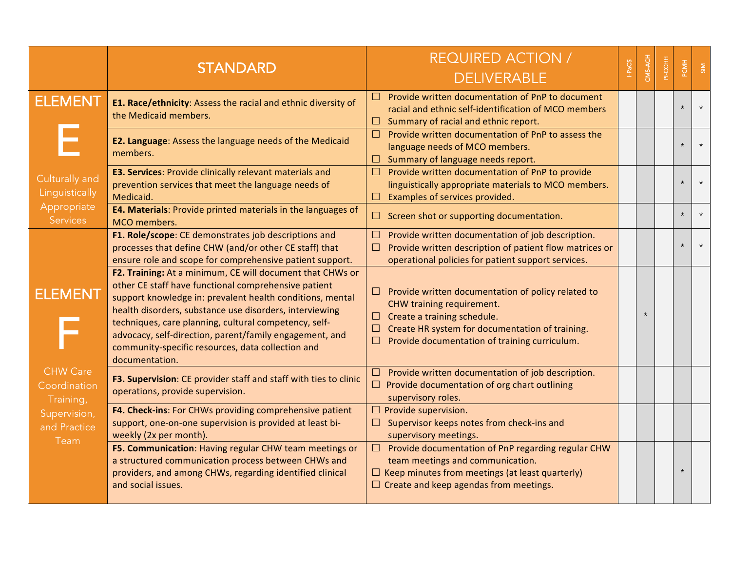| | STANDARD | REQUIRED ACTION / DELIVERABLE | I-PaCS | CMS-ACH | PI-CCHH | PCMH | SIM |
|---|---|---|---|---|---|---|---|
| **ELEMENT E** Culturally and Linguistically Appropriate Services | **E1. Race/ethnicity**: Assess the racial and ethnic diversity of the Medicaid members. | ☐ Provide written documentation of PnP to document racial and ethnic self-identification of MCO members<br>☐ Summary of racial and ethnic report. | | | | * | * |
| | **E2. Language**: Assess the language needs of the Medicaid members. | ☐ Provide written documentation of PnP to assess the language needs of MCO members.<br>☐ Summary of language needs report. | | | | * | * |
| | **E3. Services**: Provide clinically relevant materials and prevention services that meet the language needs of Medicaid. | ☐ Provide written documentation of PnP to provide linguistically appropriate materials to MCO members.<br>☐ Examples of services provided. | | | | * | * |
| | **E4. Materials**: Provide printed materials in the languages of MCO members. | ☐ Screen shot or supporting documentation. | | | | * | * |
| **ELEMENT F** CHW Care Coordination Training, Supervision, and Practice Team | **F1. Role/scope**: CE demonstrates job descriptions and processes that define CHW (and/or other CE staff) that ensure role and scope for comprehensive patient support. | ☐ Provide written documentation of job description.<br>☐ Provide written description of patient flow matrices or operational policies for patient support services. | | | | * | * |
| | **F2. Training:** At a minimum, CE will document that CHWs or other CE staff have functional comprehensive patient support knowledge in: prevalent health conditions, mental health disorders, substance use disorders, interviewing techniques, care planning, cultural competency, self-advocacy, self-direction, parent/family engagement, and community-specific resources, data collection and documentation. | ☐ Provide written documentation of policy related to CHW training requirement.<br>☐ Create a training schedule.<br>☐ Create HR system for documentation of training.<br>☐ Provide documentation of training curriculum. | | * | | | |
| | **F3. Supervision**: CE provider staff and staff with ties to clinic operations, provide supervision. | ☐ Provide written documentation of job description.<br>☐ Provide documentation of org chart outlining supervisory roles. | | | | | |
| | **F4. Check-ins**: For CHWs providing comprehensive patient support, one-on-one supervision is provided at least bi-weekly (2x per month). | ☐ Provide supervision.<br>☐ Supervisor keeps notes from check-ins and supervisory meetings. | | | | | |
| | **F5. Communication**: Having regular CHW team meetings or a structured communication process between CHWs and providers, and among CHWs, regarding identified clinical and social issues. | ☐ Provide documentation of PnP regarding regular CHW team meetings and communication.<br>☐ Keep minutes from meetings (at least quarterly)<br>☐ Create and keep agendas from meetings. | | | | * | |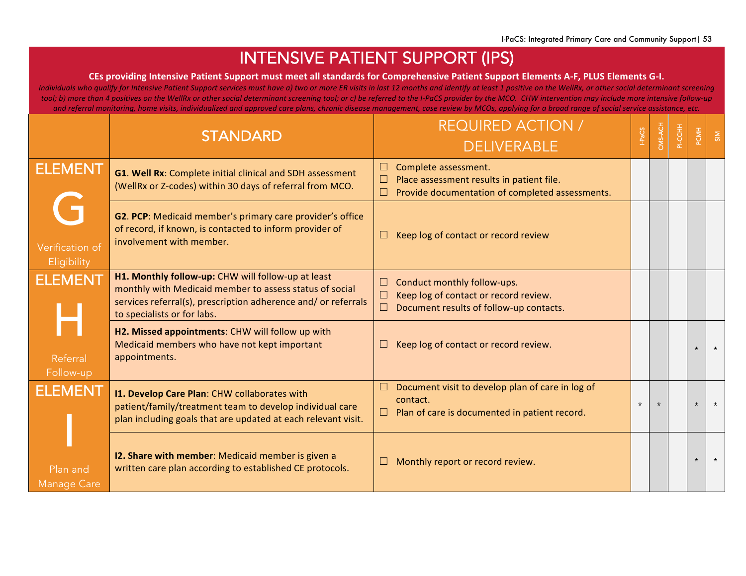# INTENSIVE PATIENT SUPPORT (IPS)

**CEs providing Intensive Patient Support must meet all standards for Comprehensive Patient Support Elements A-F, PLUS Elements G-I.**

*Individuals who qualify for Intensive Patient Support services must have a) two or more ER visits in last 12 months and identify at least 1 positive on the WellRx, or other social determinant screening tool; b) more than 4 positives on the WellRx or other social determinant screening tool; or c) be referred to the I-PaCS provider by the MCO. CHW intervention may include more intensive follow-up and referral monitoring, home visits, individualized and approved care plans, chronic disease management, case review by MCOs, applying for a broad range of social service assistance, etc.*

| | STANDARD | REQUIRED ACTION / DELIVERABLE | I-PaCS | CMS-ACH | PI-CCHH | PCMH | SIM |
|---|---|---|---|---|---|---|---|
| ELEMENT G Verification of Eligibility | **G1**. **Well Rx**: Complete initial clinical and SDH assessment (WellRx or Z-codes) within 30 days of referral from MCO. | ☐ Complete assessment.<br>☐ Place assessment results in patient file.<br>☐ Provide documentation of completed assessments. | | | | | |
| | **G2**. **PCP**: Medicaid member's primary care provider's office of record, if known, is contacted to inform provider of involvement with member. | ☐ Keep log of contact or record review | | | | | |
| ELEMENT H Referral Follow-up | **H1. Monthly follow-up:** CHW will follow-up at least monthly with Medicaid member to assess status of social services referral(s), prescription adherence and/ or referrals to specialists or for labs. | ☐ Conduct monthly follow-ups.<br>☐ Keep log of contact or record review.<br>☐ Document results of follow-up contacts. | | | | | |
| | **H2. Missed appointments**: CHW will follow up with Medicaid members who have not kept important appointments. | ☐ Keep log of contact or record review. | | | | * | * |
| ELEMENT I Plan and Manage Care | **I1. Develop Care Plan**: CHW collaborates with patient/family/treatment team to develop individual care plan including goals that are updated at each relevant visit. | ☐ Document visit to develop plan of care in log of contact.<br>☐ Plan of care is documented in patient record. | * | * | | * | * |
| | **I2. Share with member**: Medicaid member is given a written care plan according to established CE protocols. | ☐ Monthly report or record review. | | | | * | * |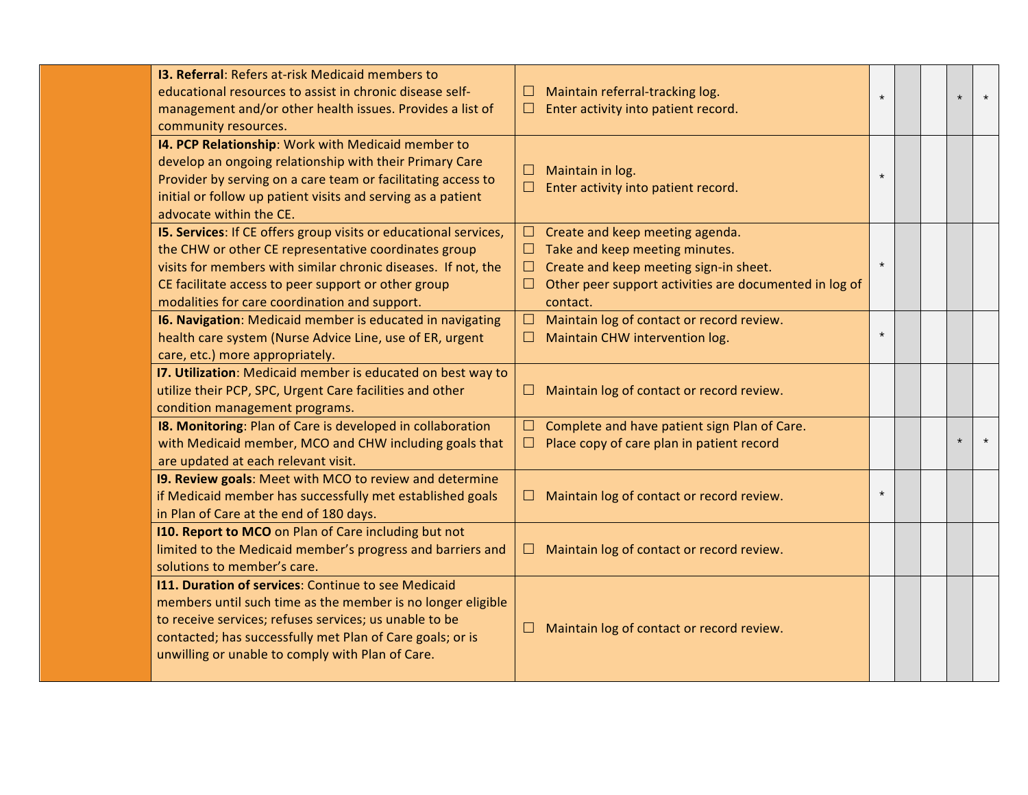| | | | | | | | |
|---|---|---|---|---|---|---|---|
| | **I3. Referral**: Refers at-risk Medicaid members to educational resources to assist in chronic disease self-management and/or other health issues. Provides a list of community resources. | ☐ Maintain referral-tracking log.<br>☐ Enter activity into patient record. | * | | | * | * |
| | **I4. PCP Relationship**: Work with Medicaid member to develop an ongoing relationship with their Primary Care Provider by serving on a care team or facilitating access to initial or follow up patient visits and serving as a patient advocate within the CE. | ☐ Maintain in log.<br>☐ Enter activity into patient record. | * | | | | |
| | **I5. Services**: If CE offers group visits or educational services, the CHW or other CE representative coordinates group visits for members with similar chronic diseases. If not, the CE facilitate access to peer support or other group modalities for care coordination and support. | ☐ Create and keep meeting agenda.<br>☐ Take and keep meeting minutes.<br>☐ Create and keep meeting sign-in sheet.<br>☐ Other peer support activities are documented in log of contact. | * | | | | |
| | **I6. Navigation**: Medicaid member is educated in navigating health care system (Nurse Advice Line, use of ER, urgent care, etc.) more appropriately. | ☐ Maintain log of contact or record review.<br>☐ Maintain CHW intervention log. | * | | | | |
| | **I7. Utilization**: Medicaid member is educated on best way to utilize their PCP, SPC, Urgent Care facilities and other condition management programs. | ☐ Maintain log of contact or record review. | | | | | |
| | **I8. Monitoring**: Plan of Care is developed in collaboration with Medicaid member, MCO and CHW including goals that are updated at each relevant visit. | ☐ Complete and have patient sign Plan of Care.<br>☐ Place copy of care plan in patient record | | | | * | * |
| | **I9. Review goals**: Meet with MCO to review and determine if Medicaid member has successfully met established goals in Plan of Care at the end of 180 days. | ☐ Maintain log of contact or record review. | * | | | | |
| | **I10. Report to MCO** on Plan of Care including but not limited to the Medicaid member's progress and barriers and solutions to member's care. | ☐ Maintain log of contact or record review. | | | | | |
| | **I11. Duration of services**: Continue to see Medicaid members until such time as the member is no longer eligible to receive services; refuses services; us unable to be contacted; has successfully met Plan of Care goals; or is unwilling or unable to comply with Plan of Care. | ☐ Maintain log of contact or record review. | | | | | |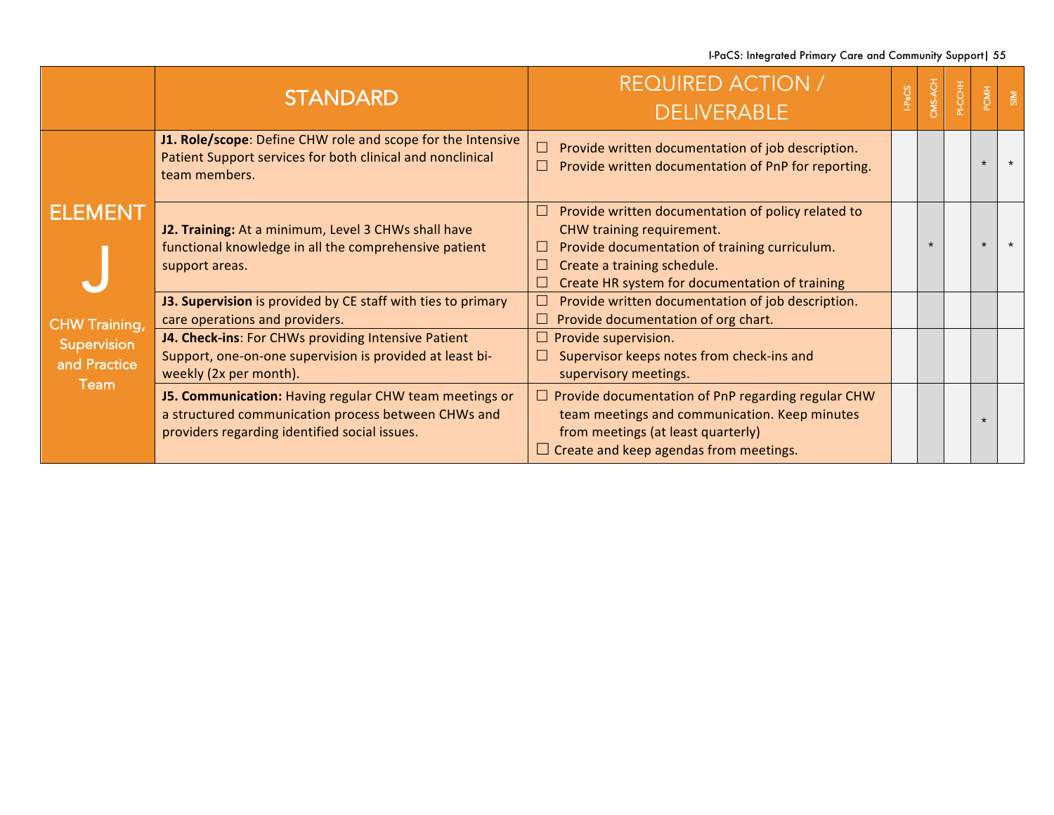| | STANDARD | REQUIRED ACTION / DELIVERABLE | I-PaCS | CMS-ACH | PI-CCHH | PCMH | SIM |
|---|---|---|---|---|---|---|---|
| ELEMENT J<br>CHW Training, Supervision and Practice Team | **J1. Role/scope**: Define CHW role and scope for the Intensive Patient Support services for both clinical and nonclinical team members. | ☐ Provide written documentation of job description.<br>☐ Provide written documentation of PnP for reporting. | | | | * | * |
| | **J2. Training:** At a minimum, Level 3 CHWs shall have functional knowledge in all the comprehensive patient support areas. | ☐ Provide written documentation of policy related to CHW training requirement.<br>☐ Provide documentation of training curriculum.<br>☐ Create a training schedule.<br>☐ Create HR system for documentation of training | | * | | * | * |
| | **J3. Supervision** is provided by CE staff with ties to primary care operations and providers. | ☐ Provide written documentation of job description.<br>☐ Provide documentation of org chart. | | | | | |
| | **J4. Check-ins**: For CHWs providing Intensive Patient Support, one-on-one supervision is provided at least bi-weekly (2x per month). | ☐ Provide supervision.<br>☐ Supervisor keeps notes from check-ins and supervisory meetings. | | | | | |
| | **J5. Communication:** Having regular CHW team meetings or a structured communication process between CHWs and providers regarding identified social issues. | ☐ Provide documentation of PnP regarding regular CHW team meetings and communication. Keep minutes from meetings (at least quarterly)<br>☐ Create and keep agendas from meetings. | | | | * | |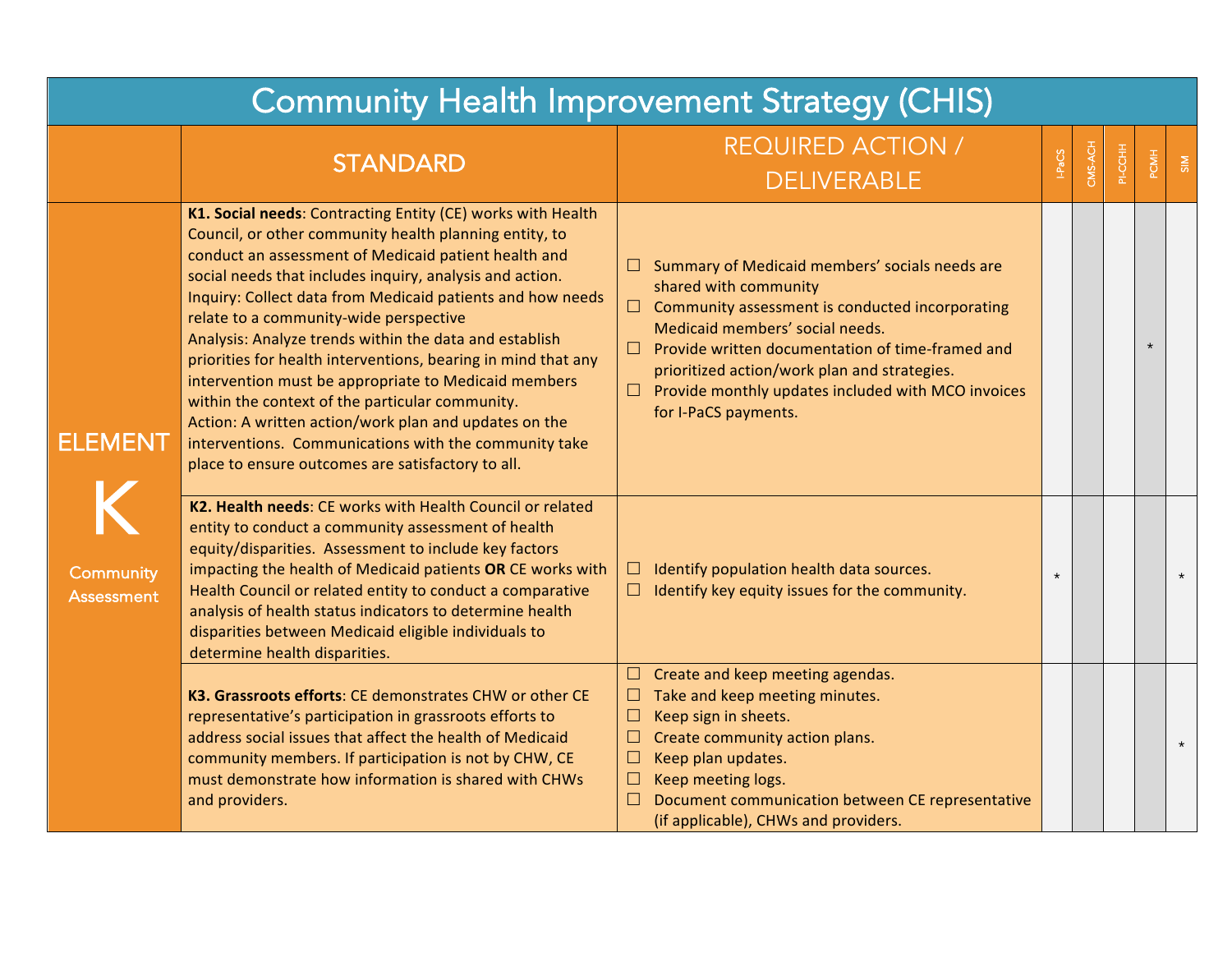# Community Health Improvement Strategy (CHIS)

| | STANDARD | REQUIRED ACTION / DELIVERABLE | I-PaCS | CMS-ACH | PI-CCHH | PCMH | SIM |
|---|---|---|---|---|---|---|---|
| ELEMENT K Community Assessment | **K1. Social needs**: Contracting Entity (CE) works with Health Council, or other community health planning entity, to conduct an assessment of Medicaid patient health and social needs that includes inquiry, analysis and action.<br>Inquiry: Collect data from Medicaid patients and how needs relate to a community-wide perspective<br>Analysis: Analyze trends within the data and establish priorities for health interventions, bearing in mind that any intervention must be appropriate to Medicaid members within the context of the particular community.<br>Action: A written action/work plan and updates on the interventions. Communications with the community take place to ensure outcomes are satisfactory to all. | ☐ Summary of Medicaid members' socials needs are shared with community<br>☐ Community assessment is conducted incorporating Medicaid members' social needs.<br>☐ Provide written documentation of time-framed and prioritized action/work plan and strategies.<br>☐ Provide monthly updates included with MCO invoices for I-PaCS payments. | | | | * | |
| | **K2. Health needs**: CE works with Health Council or related entity to conduct a community assessment of health equity/disparities. Assessment to include key factors impacting the health of Medicaid patients **OR** CE works with Health Council or related entity to conduct a comparative analysis of health status indicators to determine health disparities between Medicaid eligible individuals to determine health disparities. | ☐ Identify population health data sources.<br>☐ Identify key equity issues for the community. | * | | | | * |
| | **K3. Grassroots efforts**: CE demonstrates CHW or other CE representative's participation in grassroots efforts to address social issues that affect the health of Medicaid community members. If participation is not by CHW, CE must demonstrate how information is shared with CHWs and providers. | ☐ Create and keep meeting agendas.<br>☐ Take and keep meeting minutes.<br>☐ Keep sign in sheets.<br>☐ Create community action plans.<br>☐ Keep plan updates.<br>☐ Keep meeting logs.<br>☐ Document communication between CE representative (if applicable), CHWs and providers. | | | | | * |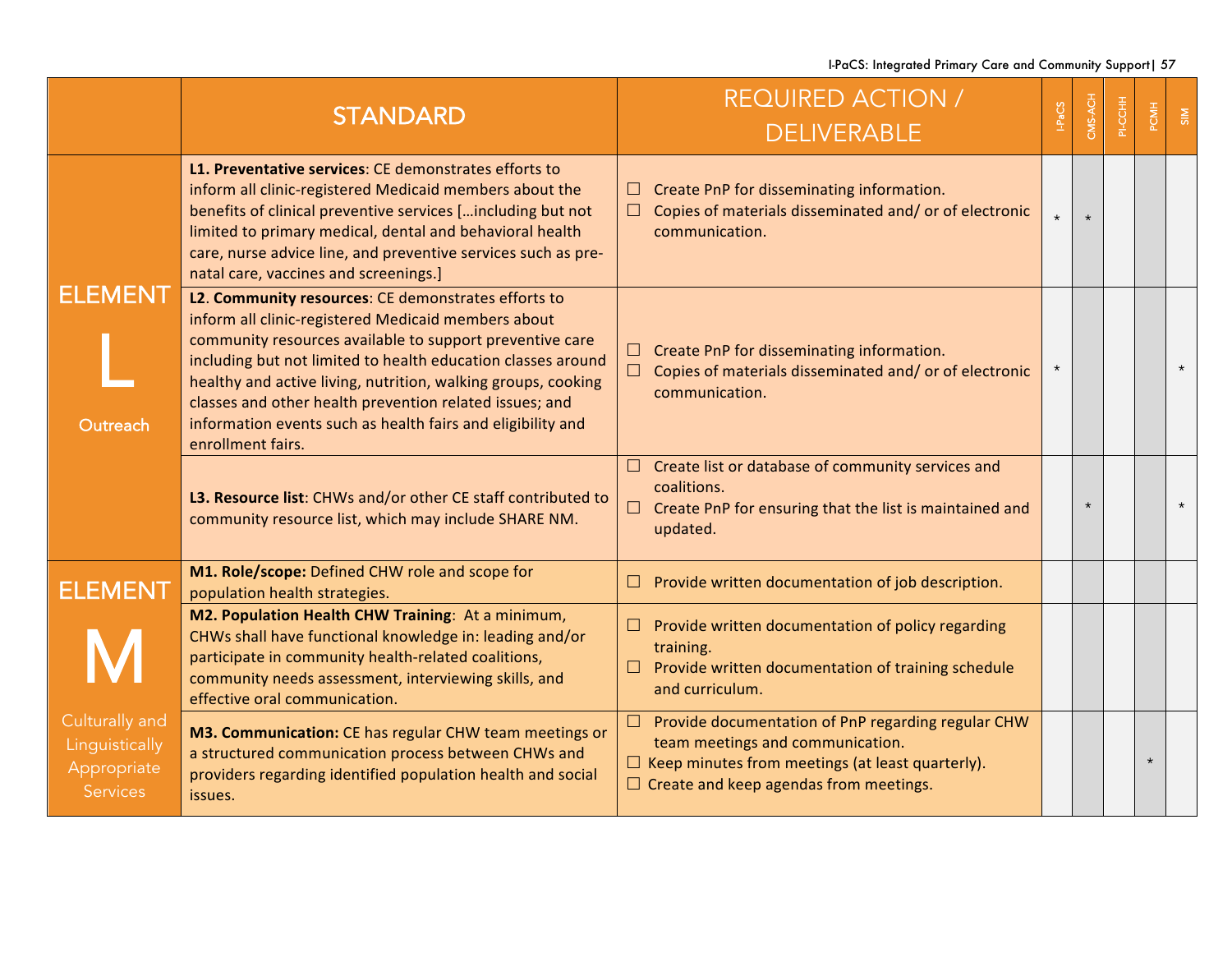| | STANDARD | REQUIRED ACTION / DELIVERABLE | I-PaCS | CMS-ACH | PI-CCHH | PCMH | SIM |
|---|---|---|---|---|---|---|---|
| ELEMENT L Outreach | **L1. Preventative services**: CE demonstrates efforts to inform all clinic-registered Medicaid members about the benefits of clinical preventive services […including but not limited to primary medical, dental and behavioral health care, nurse advice line, and preventive services such as pre-natal care, vaccines and screenings.] | ☐ Create PnP for disseminating information.<br>☐ Copies of materials disseminated and/ or of electronic communication. | * | * | | | |
| | **L2**. **Community resources**: CE demonstrates efforts to inform all clinic-registered Medicaid members about community resources available to support preventive care including but not limited to health education classes around healthy and active living, nutrition, walking groups, cooking classes and other health prevention related issues; and information events such as health fairs and eligibility and enrollment fairs. | ☐ Create PnP for disseminating information.<br>☐ Copies of materials disseminated and/ or of electronic communication. | * | | | | * |
| | **L3. Resource list**: CHWs and/or other CE staff contributed to community resource list, which may include SHARE NM. | ☐ Create list or database of community services and coalitions.<br>☐ Create PnP for ensuring that the list is maintained and updated. | | * | | | * |
| ELEMENT M Culturally and Linguistically Appropriate Services | **M1. Role/scope:** Defined CHW role and scope for population health strategies. | ☐ Provide written documentation of job description. | | | | | |
| | **M2. Population Health CHW Training**: At a minimum, CHWs shall have functional knowledge in: leading and/or participate in community health-related coalitions, community needs assessment, interviewing skills, and effective oral communication. | ☐ Provide written documentation of policy regarding training.<br>☐ Provide written documentation of training schedule and curriculum. | | | | | |
| | **M3. Communication:** CE has regular CHW team meetings or a structured communication process between CHWs and providers regarding identified population health and social issues. | ☐ Provide documentation of PnP regarding regular CHW team meetings and communication.<br>☐ Keep minutes from meetings (at least quarterly).<br>☐ Create and keep agendas from meetings. | | | | * | |